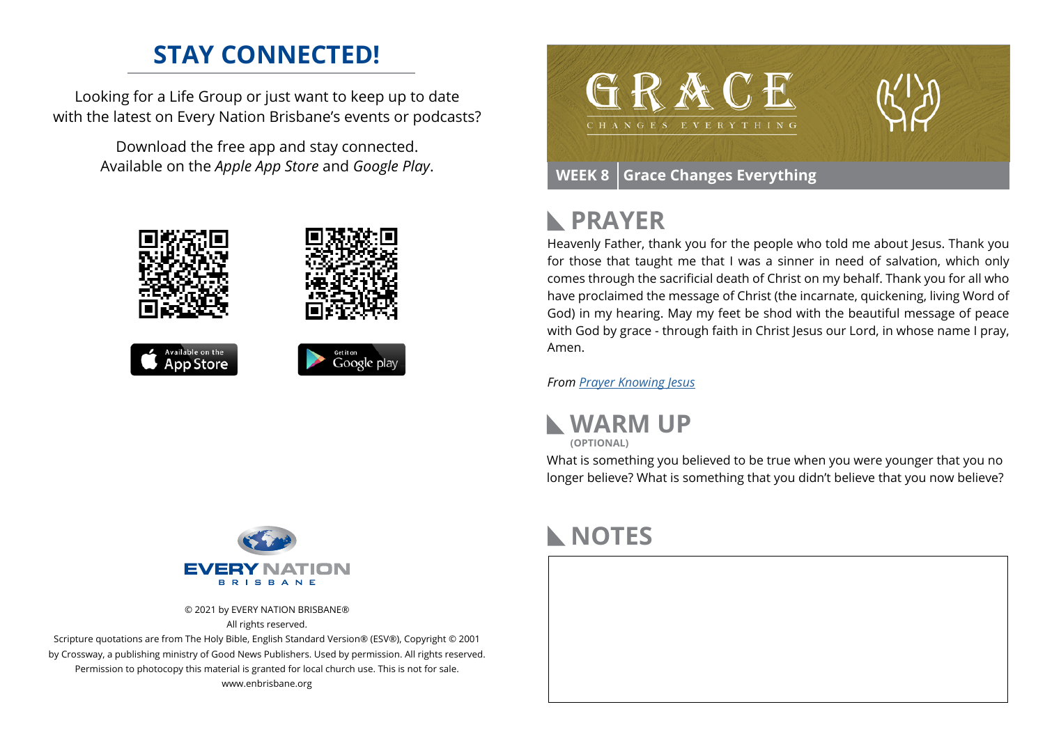## STAY CONNECTED!

Looking for a Life Group or just want to keep up to date with the latest on Every Nation Brisbane's events or podcasts?

Download the free app and stay connected. Available on the *Apple App Store* and *Google Play*.

© 2021 by EVERY NATION BRISBANE®
All rights reserved.
Scripture quotations are from The Holy Bible, English Standard Version® (ESV®), Copyright © 2001 by Crossway, a publishing ministry of Good News Publishers. Used by permission. All rights reserved.
Permission to photocopy this material is granted for local church use. This is not for sale.
www.enbrisbane.org

# GRACE CHANGES EVERYTHING

**WEEK 8** | **Grace Changes Everything**

## PRAYER

Heavenly Father, thank you for the people who told me about Jesus. Thank you for those that taught me that I was a sinner in need of salvation, which only comes through the sacrificial death of Christ on my behalf. Thank you for all who have proclaimed the message of Christ (the incarnate, quickening, living Word of God) in my hearing. May my feet be shod with the beautiful message of peace with God by grace - through faith in Christ Jesus our Lord, in whose name I pray, Amen.

*From Prayer Knowing Jesus*

## WARM UP

**(OPTIONAL)**

What is something you believed to be true when you were younger that you no longer believe? What is something that you didn't believe that you now believe?

## NOTES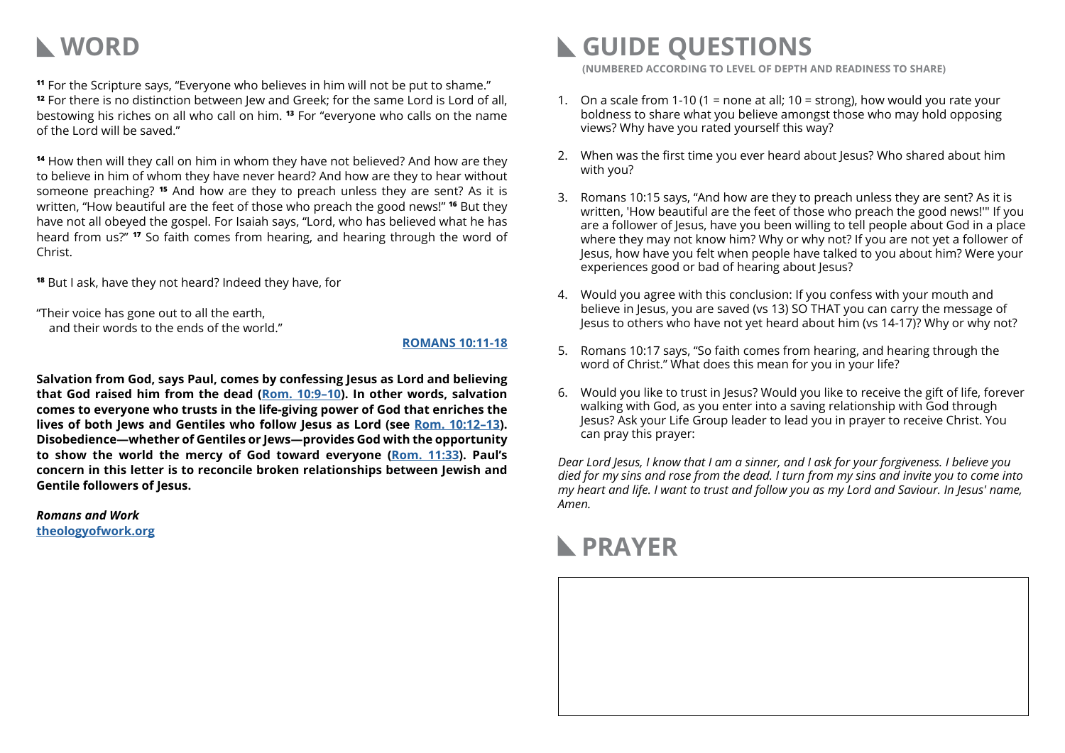## WORD

[11] For the Scripture says, "Everyone who believes in him will not be put to shame." [12] For there is no distinction between Jew and Greek; for the same Lord is Lord of all, bestowing his riches on all who call on him. [13] For "everyone who calls on the name of the Lord will be saved."

[14] How then will they call on him in whom they have not believed? And how are they to believe in him of whom they have never heard? And how are they to hear without someone preaching? [15] And how are they to preach unless they are sent? As it is written, "How beautiful are the feet of those who preach the good news!" [16] But they have not all obeyed the gospel. For Isaiah says, "Lord, who has believed what he has heard from us?" [17] So faith comes from hearing, and hearing through the word of Christ.

[18] But I ask, have they not heard? Indeed they have, for

"Their voice has gone out to all the earth,
and their words to the ends of the world."

**ROMANS 10:11-18**

**Salvation from God, says Paul, comes by confessing Jesus as Lord and believing that God raised him from the dead (Rom. 10:9–10). In other words, salvation comes to everyone who trusts in the life-giving power of God that enriches the lives of both Jews and Gentiles who follow Jesus as Lord (see Rom. 10:12–13). Disobedience—whether of Gentiles or Jews—provides God with the opportunity to show the world the mercy of God toward everyone (Rom. 11:33). Paul's concern in this letter is to reconcile broken relationships between Jewish and Gentile followers of Jesus.**

***Romans and Work***
theologyofwork.org

## GUIDE QUESTIONS

**(NUMBERED ACCORDING TO LEVEL OF DEPTH AND READINESS TO SHARE)**

1. On a scale from 1-10 (1 = none at all; 10 = strong), how would you rate your boldness to share what you believe amongst those who may hold opposing views? Why have you rated yourself this way?
2. When was the first time you ever heard about Jesus? Who shared about him with you?
3. Romans 10:15 says, "And how are they to preach unless they are sent? As it is written, 'How beautiful are the feet of those who preach the good news!'" If you are a follower of Jesus, have you been willing to tell people about God in a place where they may not know him? Why or why not? If you are not yet a follower of Jesus, how have you felt when people have talked to you about him? Were your experiences good or bad of hearing about Jesus?
4. Would you agree with this conclusion: If you confess with your mouth and believe in Jesus, you are saved (vs 13) SO THAT you can carry the message of Jesus to others who have not yet heard about him (vs 14-17)? Why or why not?
5. Romans 10:17 says, "So faith comes from hearing, and hearing through the word of Christ." What does this mean for you in your life?
6. Would you like to trust in Jesus? Would you like to receive the gift of life, forever walking with God, as you enter into a saving relationship with God through Jesus? Ask your Life Group leader to lead you in prayer to receive Christ. You can pray this prayer:

*Dear Lord Jesus, I know that I am a sinner, and I ask for your forgiveness. I believe you died for my sins and rose from the dead. I turn from my sins and invite you to come into my heart and life. I want to trust and follow you as my Lord and Saviour. In Jesus' name, Amen.*

## PRAYER